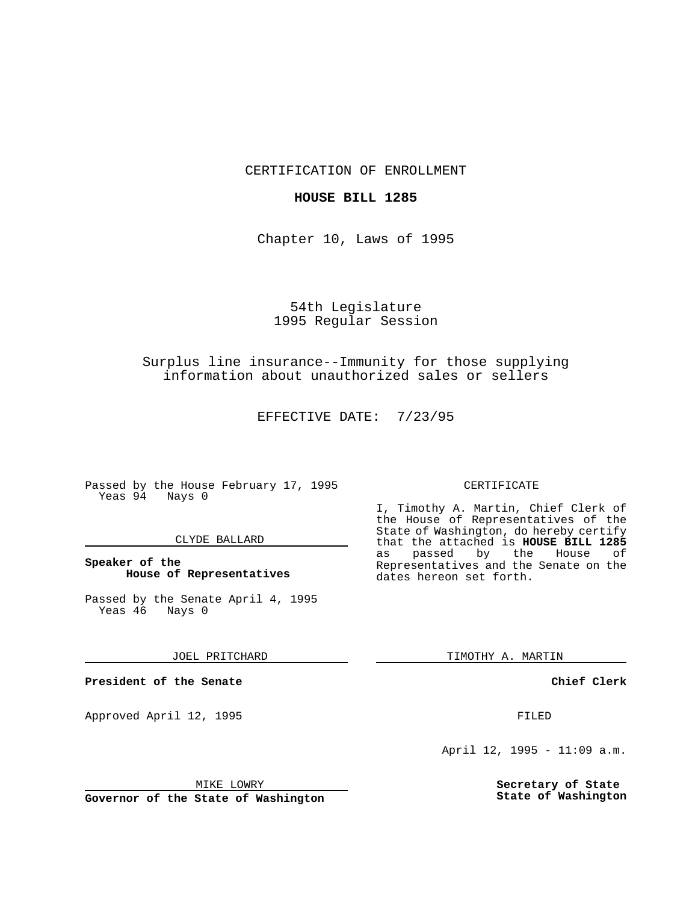CERTIFICATION OF ENROLLMENT

**HOUSE BILL 1285**

Chapter 10, Laws of 1995

54th Legislature
1995 Regular Session

Surplus line insurance--Immunity for those supplying information about unauthorized sales or sellers

EFFECTIVE DATE: 7/23/95

Passed by the House February 17, 1995
Yeas 94 Nays 0

CLYDE BALLARD

**Speaker of the House of Representatives**

Passed by the Senate April 4, 1995
Yeas 46 Nays 0

JOEL PRITCHARD

**President of the Senate**

Approved April 12, 1995

MIKE LOWRY

**Governor of the State of Washington**

CERTIFICATE

I, Timothy A. Martin, Chief Clerk of the House of Representatives of the State of Washington, do hereby certify that the attached is **HOUSE BILL 1285** as passed by the House of Representatives and the Senate on the dates hereon set forth.

TIMOTHY A. MARTIN

**Chief Clerk**

FILED

April 12, 1995 - 11:09 a.m.

**Secretary of State**
**State of Washington**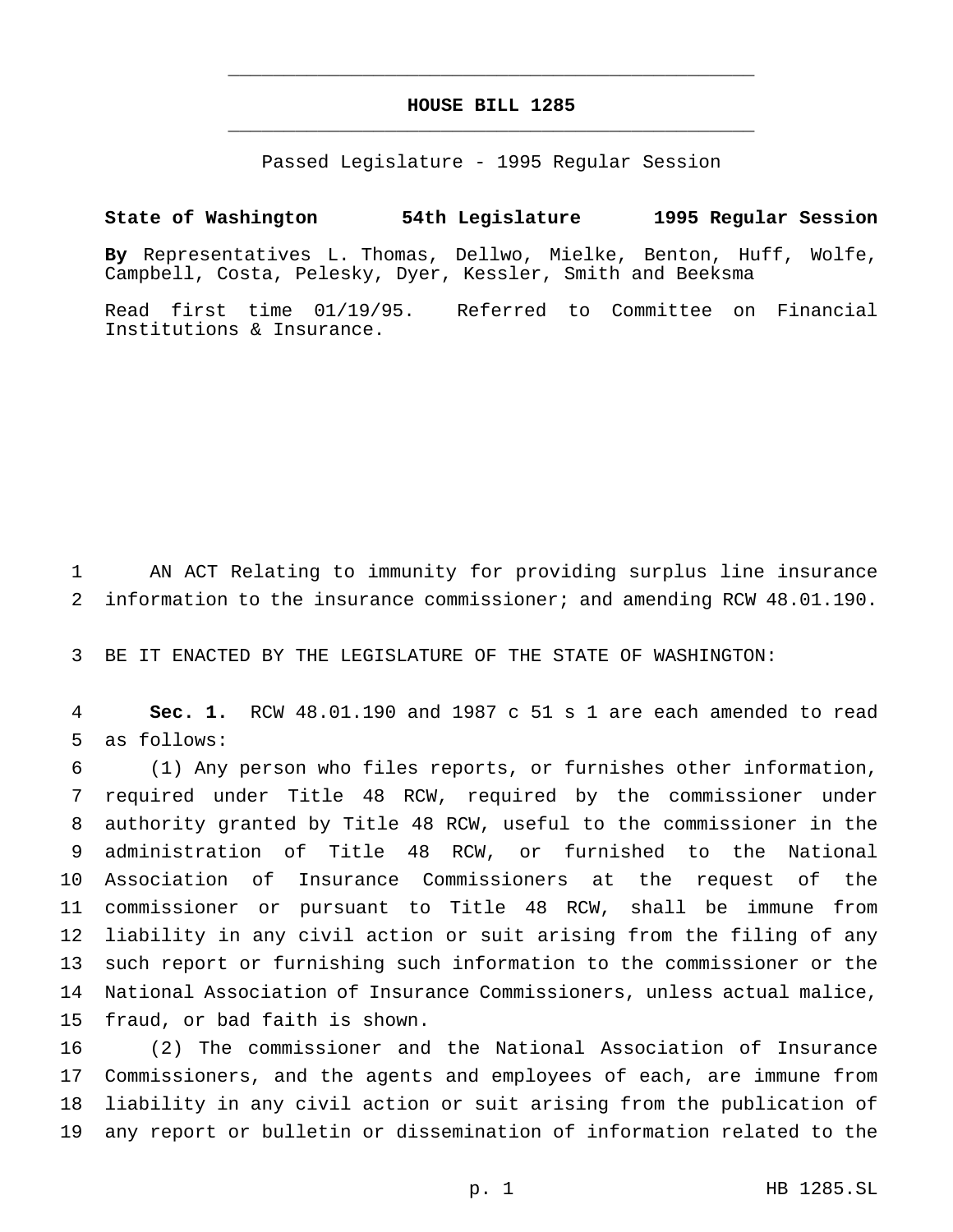# HOUSE BILL 1285

Passed Legislature - 1995 Regular Session

**State of Washington 54th Legislature 1995 Regular Session**

**By** Representatives L. Thomas, Dellwo, Mielke, Benton, Huff, Wolfe, Campbell, Costa, Pelesky, Dyer, Kessler, Smith and Beeksma

Read first time 01/19/95. Referred to Committee on Financial Institutions & Insurance.

1 AN ACT Relating to immunity for providing surplus line insurance
2 information to the insurance commissioner; and amending RCW 48.01.190.

3 BE IT ENACTED BY THE LEGISLATURE OF THE STATE OF WASHINGTON:

4 **Sec. 1.** RCW 48.01.190 and 1987 c 51 s 1 are each amended to read
5 as follows:

6 (1) Any person who files reports, or furnishes other information,
7 required under Title 48 RCW, required by the commissioner under
8 authority granted by Title 48 RCW, useful to the commissioner in the
9 administration of Title 48 RCW, or furnished to the National
10 Association of Insurance Commissioners at the request of the
11 commissioner or pursuant to Title 48 RCW, shall be immune from
12 liability in any civil action or suit arising from the filing of any
13 such report or furnishing such information to the commissioner or the
14 National Association of Insurance Commissioners, unless actual malice,
15 fraud, or bad faith is shown.

16 (2) The commissioner and the National Association of Insurance
17 Commissioners, and the agents and employees of each, are immune from
18 liability in any civil action or suit arising from the publication of
19 any report or bulletin or dissemination of information related to the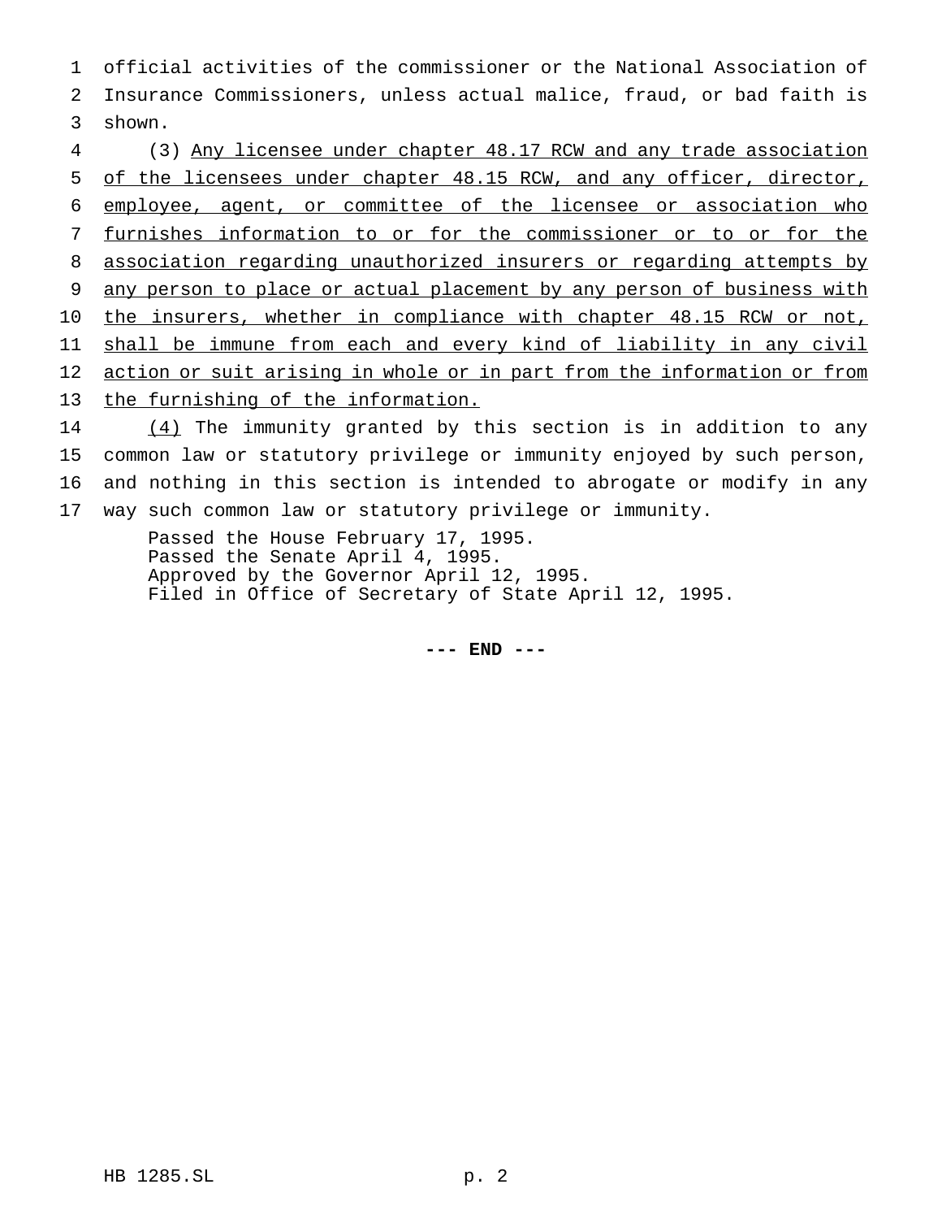official activities of the commissioner or the National Association of Insurance Commissioners, unless actual malice, fraud, or bad faith is shown.

(3) <u>Any licensee under chapter 48.17 RCW and any trade association of the licensees under chapter 48.15 RCW, and any officer, director, employee, agent, or committee of the licensee or association who furnishes information to or for the commissioner or to or for the association regarding unauthorized insurers or regarding attempts by any person to place or actual placement by any person of business with the insurers, whether in compliance with chapter 48.15 RCW or not, shall be immune from each and every kind of liability in any civil action or suit arising in whole or in part from the information or from the furnishing of the information.</u>

<u>(4)</u> The immunity granted by this section is in addition to any common law or statutory privilege or immunity enjoyed by such person, and nothing in this section is intended to abrogate or modify in any way such common law or statutory privilege or immunity.

Passed the House February 17, 1995.
Passed the Senate April 4, 1995.
Approved by the Governor April 12, 1995.
Filed in Office of Secretary of State April 12, 1995.

**--- END ---**